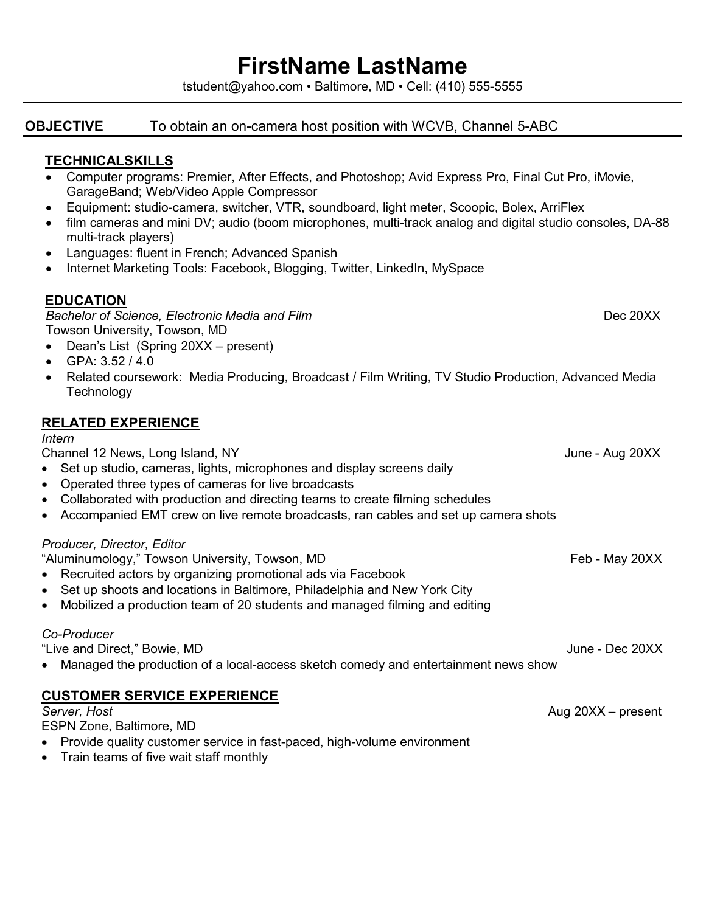# FirstName LastName

tstudent@yahoo.com • Baltimore, MD • Cell: (410) 555-5555

**OBJECTIVE** To obtain an on-camera host position with WCVB, Channel 5-ABC

## TECHNICALSKILLS

- Computer programs: Premier, After Effects, and Photoshop; Avid Express Pro, Final Cut Pro, iMovie, GarageBand; Web/Video Apple Compressor
- Equipment: studio-camera, switcher, VTR, soundboard, light meter, Scoopic, Bolex, ArriFlex
- film cameras and mini DV; audio (boom microphones, multi-track analog and digital studio consoles, DA-88 multi-track players)
- Languages: fluent in French; Advanced Spanish
- Internet Marketing Tools: Facebook, Blogging, Twitter, LinkedIn, MySpace

## EDUCATION

*Bachelor of Science, Electronic Media and Film* — Dec 20XX
Towson University, Towson, MD

- Dean's List (Spring 20XX – present)
- GPA: 3.52 / 4.0
- Related coursework: Media Producing, Broadcast / Film Writing, TV Studio Production, Advanced Media Technology

## RELATED EXPERIENCE

*Intern*
Channel 12 News, Long Island, NY — June - Aug 20XX

- Set up studio, cameras, lights, microphones and display screens daily
- Operated three types of cameras for live broadcasts
- Collaborated with production and directing teams to create filming schedules
- Accompanied EMT crew on live remote broadcasts, ran cables and set up camera shots

*Producer, Director, Editor*
"Aluminumology," Towson University, Towson, MD — Feb - May 20XX

- Recruited actors by organizing promotional ads via Facebook
- Set up shoots and locations in Baltimore, Philadelphia and New York City
- Mobilized a production team of 20 students and managed filming and editing

*Co-Producer*
"Live and Direct," Bowie, MD — June - Dec 20XX

- Managed the production of a local-access sketch comedy and entertainment news show

## CUSTOMER SERVICE EXPERIENCE

*Server, Host* — Aug 20XX – present
ESPN Zone, Baltimore, MD

- Provide quality customer service in fast-paced, high-volume environment
- Train teams of five wait staff monthly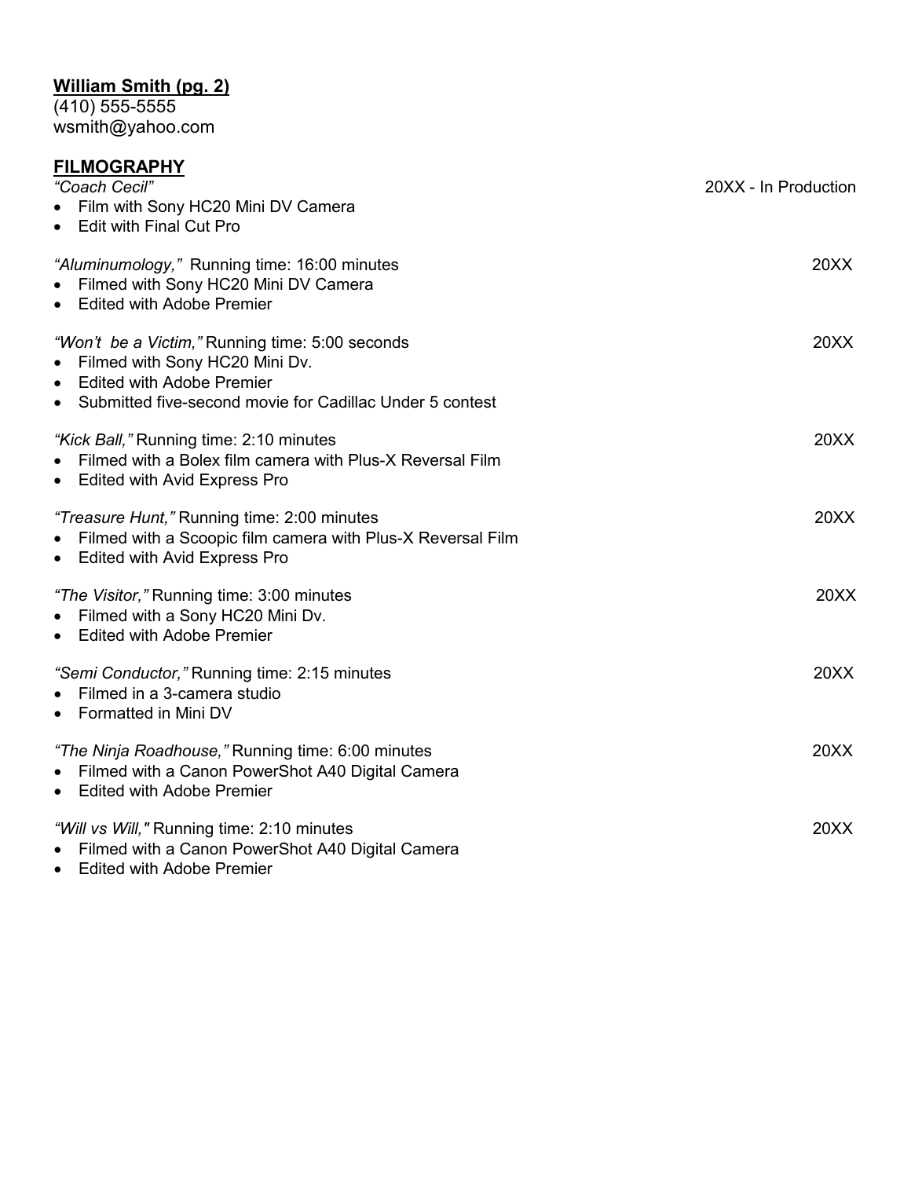**William Smith (pg. 2)**
(410) 555-5555
wsmith@yahoo.com

## FILMOGRAPHY

*"Coach Cecil"* 20XX - In Production

- Film with Sony HC20 Mini DV Camera
- Edit with Final Cut Pro

*"Aluminumology,"* Running time: 16:00 minutes 20XX

- Filmed with Sony HC20 Mini DV Camera
- Edited with Adobe Premier

*"Won't be a Victim,"* Running time: 5:00 seconds 20XX

- Filmed with Sony HC20 Mini Dv.
- Edited with Adobe Premier
- Submitted five-second movie for Cadillac Under 5 contest

*"Kick Ball,"* Running time: 2:10 minutes 20XX

- Filmed with a Bolex film camera with Plus-X Reversal Film
- Edited with Avid Express Pro

*"Treasure Hunt,"* Running time: 2:00 minutes 20XX

- Filmed with a Scoopic film camera with Plus-X Reversal Film
- Edited with Avid Express Pro

*"The Visitor,"* Running time: 3:00 minutes 20XX

- Filmed with a Sony HC20 Mini Dv.
- Edited with Adobe Premier

*"Semi Conductor,"* Running time: 2:15 minutes 20XX

- Filmed in a 3-camera studio
- Formatted in Mini DV

*"The Ninja Roadhouse,"* Running time: 6:00 minutes 20XX

- Filmed with a Canon PowerShot A40 Digital Camera
- Edited with Adobe Premier

*"Will vs Will,"* Running time: 2:10 minutes 20XX

- Filmed with a Canon PowerShot A40 Digital Camera
- Edited with Adobe Premier